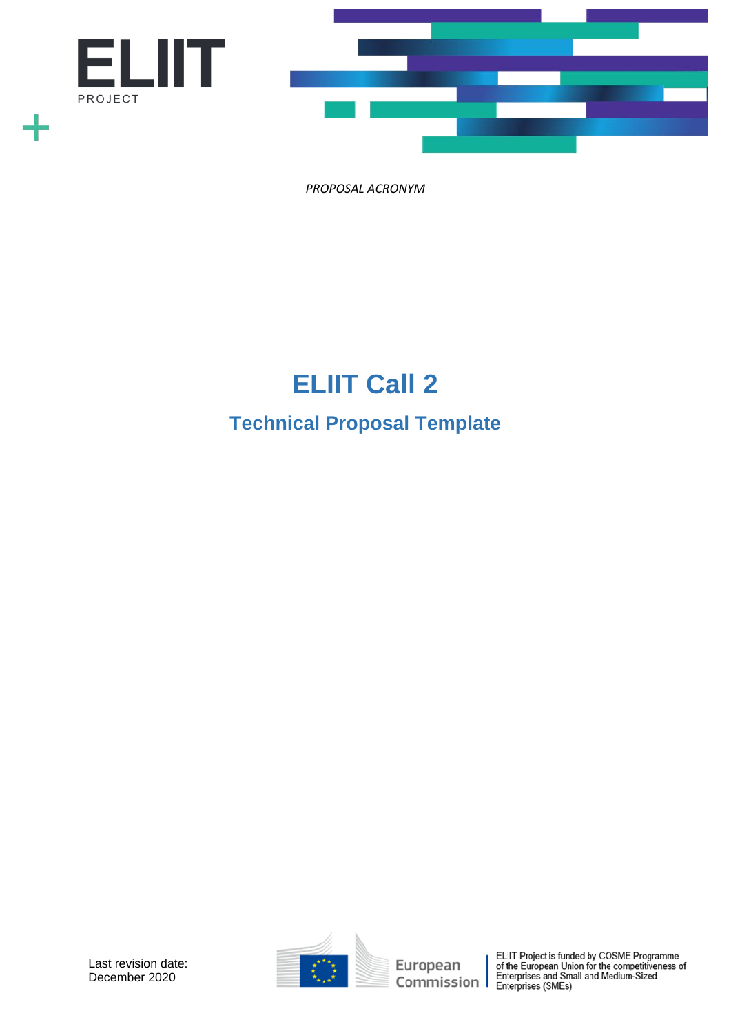ELIIT

PROJECT

*PROPOSAL ACRONYM*

# ELIIT Call 2

## Technical Proposal Template

Last revision date:
December 2020

European Commission

ELIIT Project is funded by COSME Programme of the European Union for the competitiveness of Enterprises and Small and Medium-Sized Enterprises (SMEs)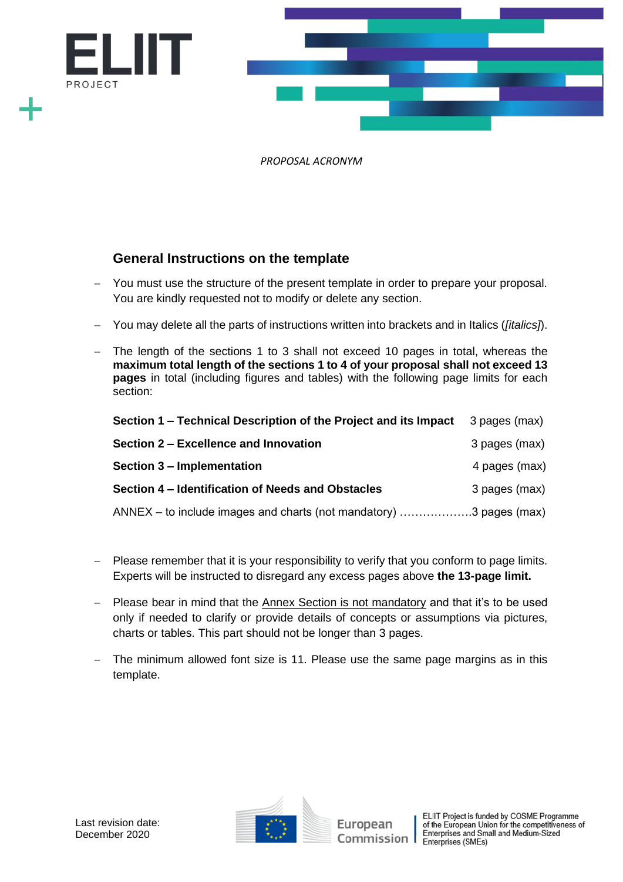*PROPOSAL ACRONYM*

## General Instructions on the template

- You must use the structure of the present template in order to prepare your proposal. You are kindly requested not to modify or delete any section.
- You may delete all the parts of instructions written into brackets and in Italics (*[italics]*).
- The length of the sections 1 to 3 shall not exceed 10 pages in total, whereas the **maximum total length of the sections 1 to 4 of your proposal shall not exceed 13 pages** in total (including figures and tables) with the following page limits for each section:

| | |
|---|---|
| **Section 1 – Technical Description of the Project and its Impact** | 3 pages (max) |
| **Section 2 – Excellence and Innovation** | 3 pages (max) |
| **Section 3 – Implementation** | 4 pages (max) |
| **Section 4 – Identification of Needs and Obstacles** | 3 pages (max) |
| ANNEX – to include images and charts (not mandatory) ………………. | 3 pages (max) |

- Please remember that it is your responsibility to verify that you conform to page limits. Experts will be instructed to disregard any excess pages above **the 13-page limit.**
- Please bear in mind that the Annex Section is not mandatory and that it's to be used only if needed to clarify or provide details of concepts or assumptions via pictures, charts or tables. This part should not be longer than 3 pages.
- The minimum allowed font size is 11. Please use the same page margins as in this template.

Last revision date:
December 2020

ELIIT Project is funded by COSME Programme of the European Union for the competitiveness of Enterprises and Small and Medium-Sized Enterprises (SMEs)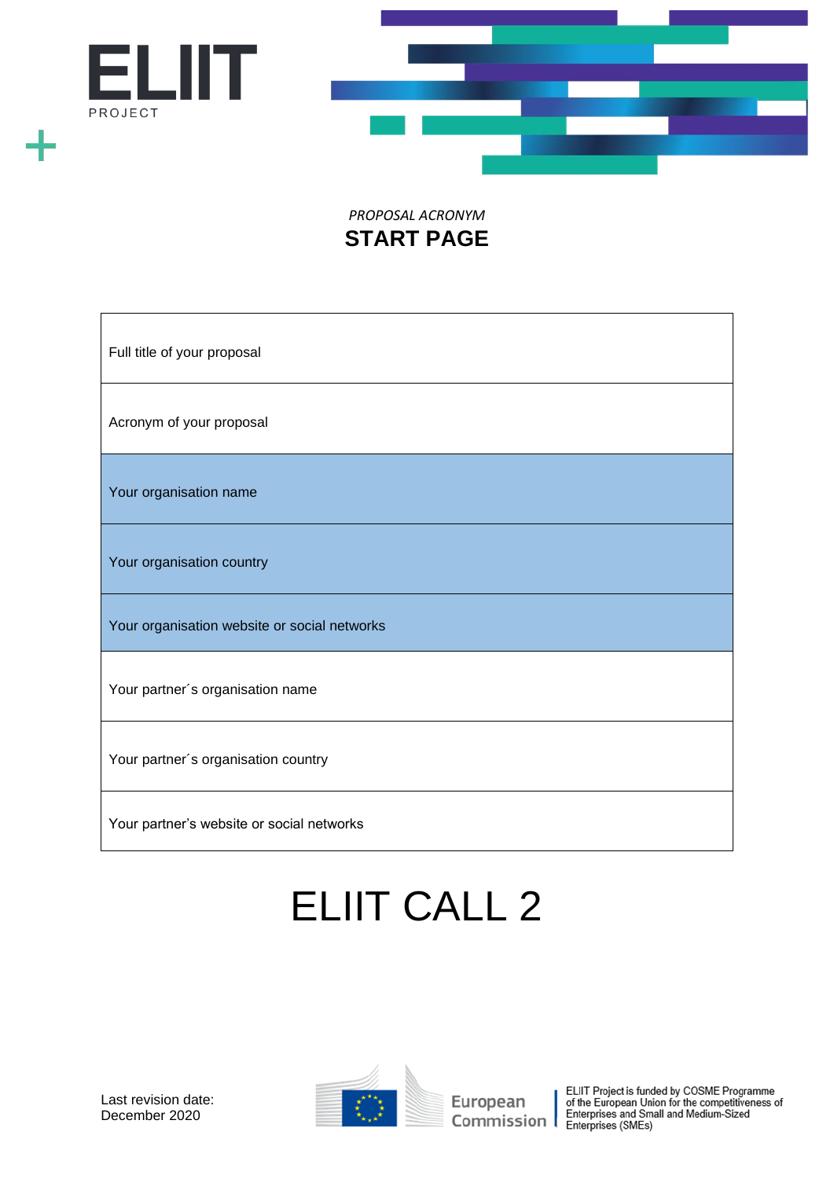ELIIT
PROJECT

*PROPOSAL ACRONYM*

# START PAGE

| Full title of your proposal |
|---|
| Acronym of your proposal |
| Your organisation name |
| Your organisation country |
| Your organisation website or social networks |
| Your partner´s organisation name |
| Your partner´s organisation country |
| Your partner's website or social networks |

# ELIIT CALL 2

Last revision date:
December 2020

European Commission

ELIIT Project is funded by COSME Programme of the European Union for the competitiveness of Enterprises and Small and Medium-Sized Enterprises (SMEs)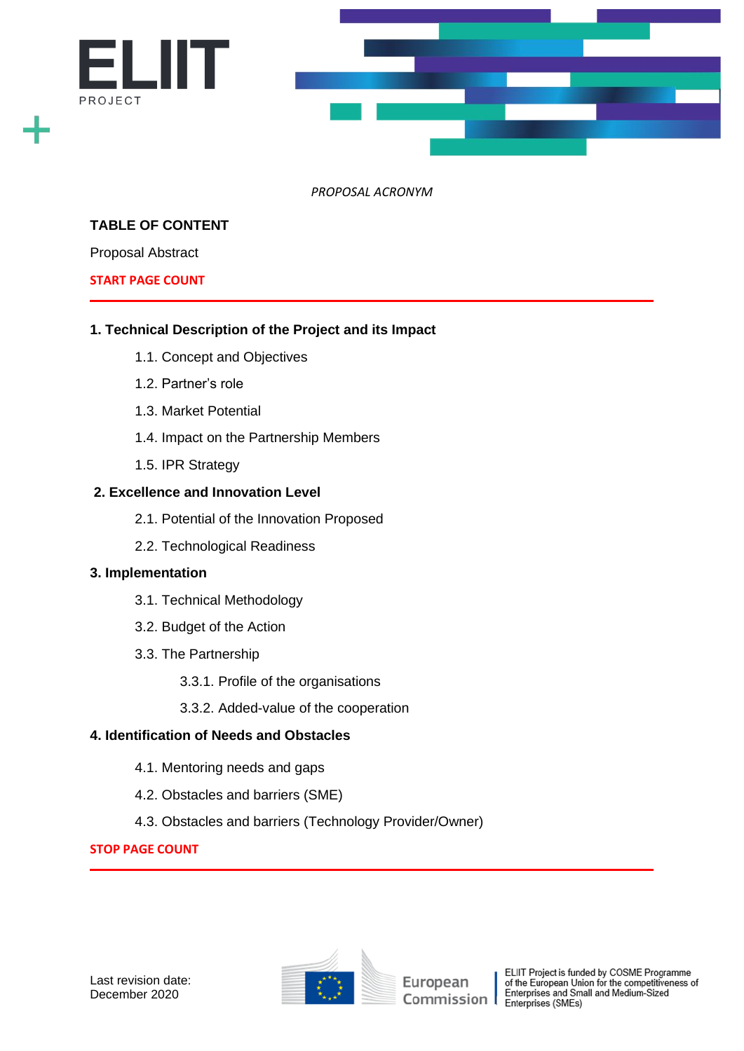*PROPOSAL ACRONYM*

**TABLE OF CONTENT**

Proposal Abstract

**START PAGE COUNT**

---

**1. Technical Description of the Project and its Impact**

- 1.1. Concept and Objectives
- 1.2. Partner's role
- 1.3. Market Potential
- 1.4. Impact on the Partnership Members
- 1.5. IPR Strategy

**2. Excellence and Innovation Level**

- 2.1. Potential of the Innovation Proposed
- 2.2. Technological Readiness

**3. Implementation**

- 3.1. Technical Methodology
- 3.2. Budget of the Action
- 3.3. The Partnership
  - 3.3.1. Profile of the organisations
  - 3.3.2. Added-value of the cooperation

**4. Identification of Needs and Obstacles**

- 4.1. Mentoring needs and gaps
- 4.2. Obstacles and barriers (SME)
- 4.3. Obstacles and barriers (Technology Provider/Owner)

**STOP PAGE COUNT**

---

Last revision date:
December 2020

ELIIT Project is funded by COSME Programme of the European Union for the competitiveness of Enterprises and Small and Medium-Sized Enterprises (SMEs)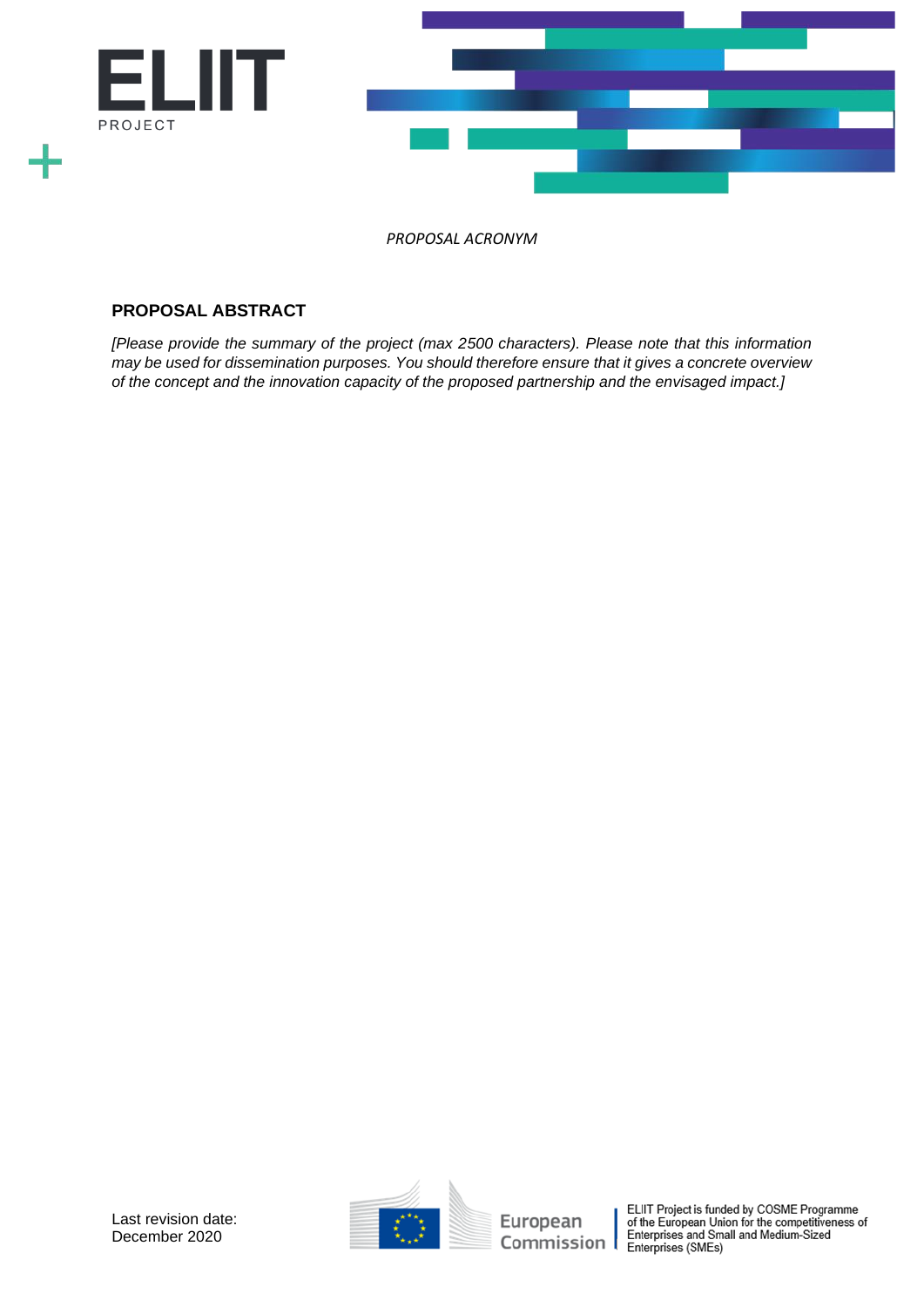*PROPOSAL ACRONYM*

## PROPOSAL ABSTRACT

*[Please provide the summary of the project (max 2500 characters). Please note that this information may be used for dissemination purposes. You should therefore ensure that it gives a concrete overview of the concept and the innovation capacity of the proposed partnership and the envisaged impact.]*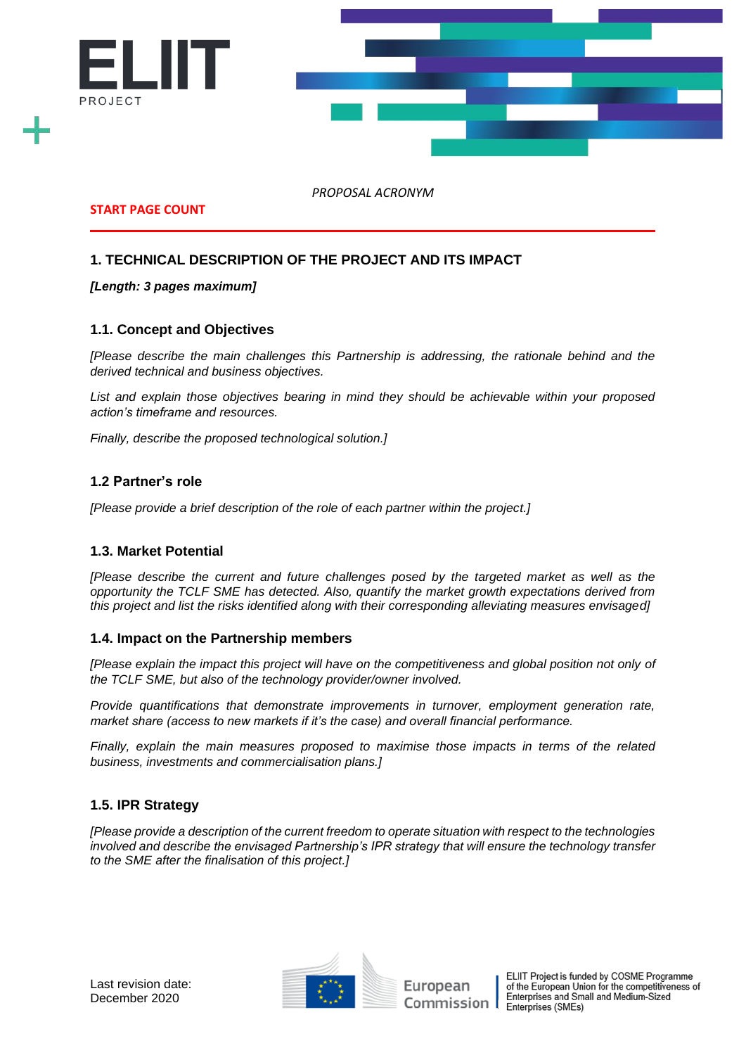*PROPOSAL ACRONYM*

**START PAGE COUNT**

## 1. TECHNICAL DESCRIPTION OF THE PROJECT AND ITS IMPACT

***[Length: 3 pages maximum]***

### 1.1. Concept and Objectives

*[Please describe the main challenges this Partnership is addressing, the rationale behind and the derived technical and business objectives.*

*List and explain those objectives bearing in mind they should be achievable within your proposed action's timeframe and resources.*

*Finally, describe the proposed technological solution.]*

### 1.2 Partner's role

*[Please provide a brief description of the role of each partner within the project.]*

### 1.3. Market Potential

*[Please describe the current and future challenges posed by the targeted market as well as the opportunity the TCLF SME has detected. Also, quantify the market growth expectations derived from this project and list the risks identified along with their corresponding alleviating measures envisaged]*

### 1.4. Impact on the Partnership members

*[Please explain the impact this project will have on the competitiveness and global position not only of the TCLF SME, but also of the technology provider/owner involved.*

*Provide quantifications that demonstrate improvements in turnover, employment generation rate, market share (access to new markets if it's the case) and overall financial performance.*

*Finally, explain the main measures proposed to maximise those impacts in terms of the related business, investments and commercialisation plans.]*

### 1.5. IPR Strategy

*[Please provide a description of the current freedom to operate situation with respect to the technologies involved and describe the envisaged Partnership's IPR strategy that will ensure the technology transfer to the SME after the finalisation of this project.]*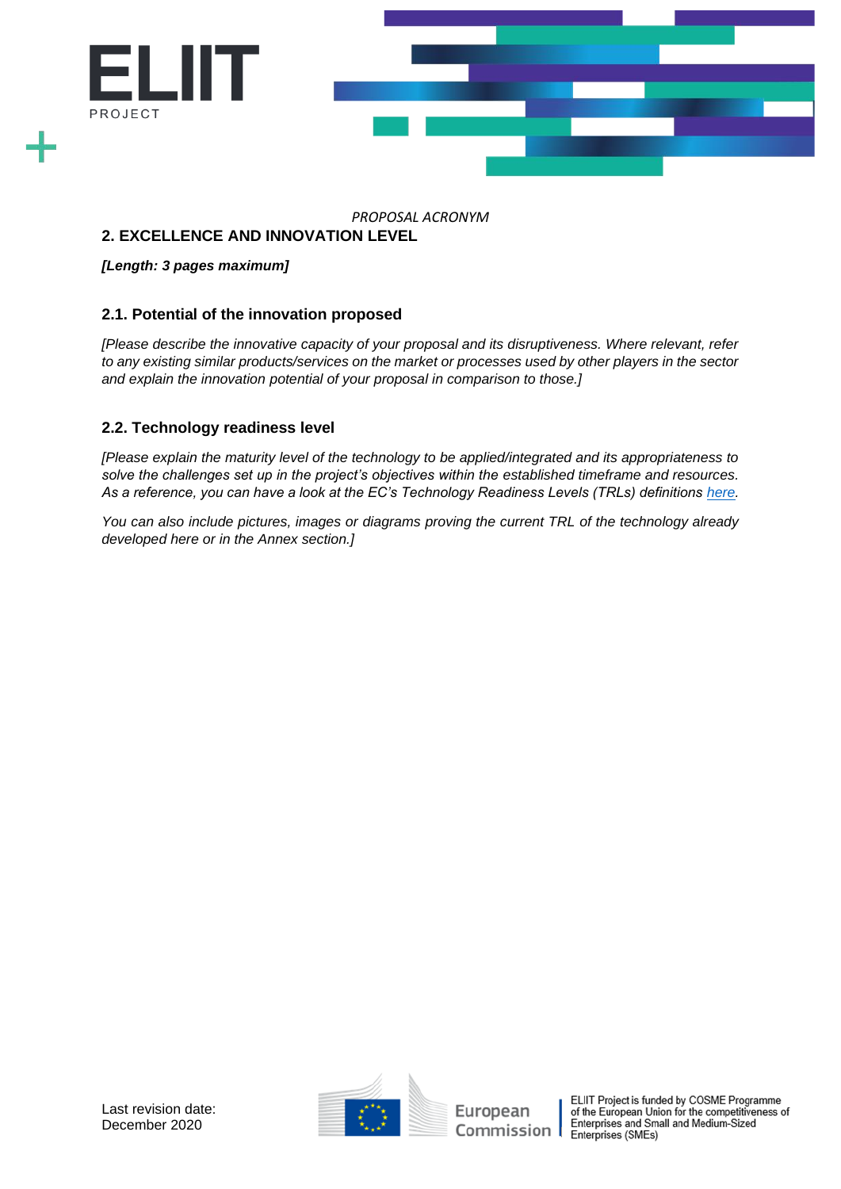*PROPOSAL ACRONYM*

## 2. EXCELLENCE AND INNOVATION LEVEL

***[Length: 3 pages maximum]***

### 2.1. Potential of the innovation proposed

*[Please describe the innovative capacity of your proposal and its disruptiveness. Where relevant, refer to any existing similar products/services on the market or processes used by other players in the sector and explain the innovation potential of your proposal in comparison to those.]*

### 2.2. Technology readiness level

*[Please explain the maturity level of the technology to be applied/integrated and its appropriateness to solve the challenges set up in the project's objectives within the established timeframe and resources. As a reference, you can have a look at the EC's Technology Readiness Levels (TRLs) definitions here.*

*You can also include pictures, images or diagrams proving the current TRL of the technology already developed here or in the Annex section.]*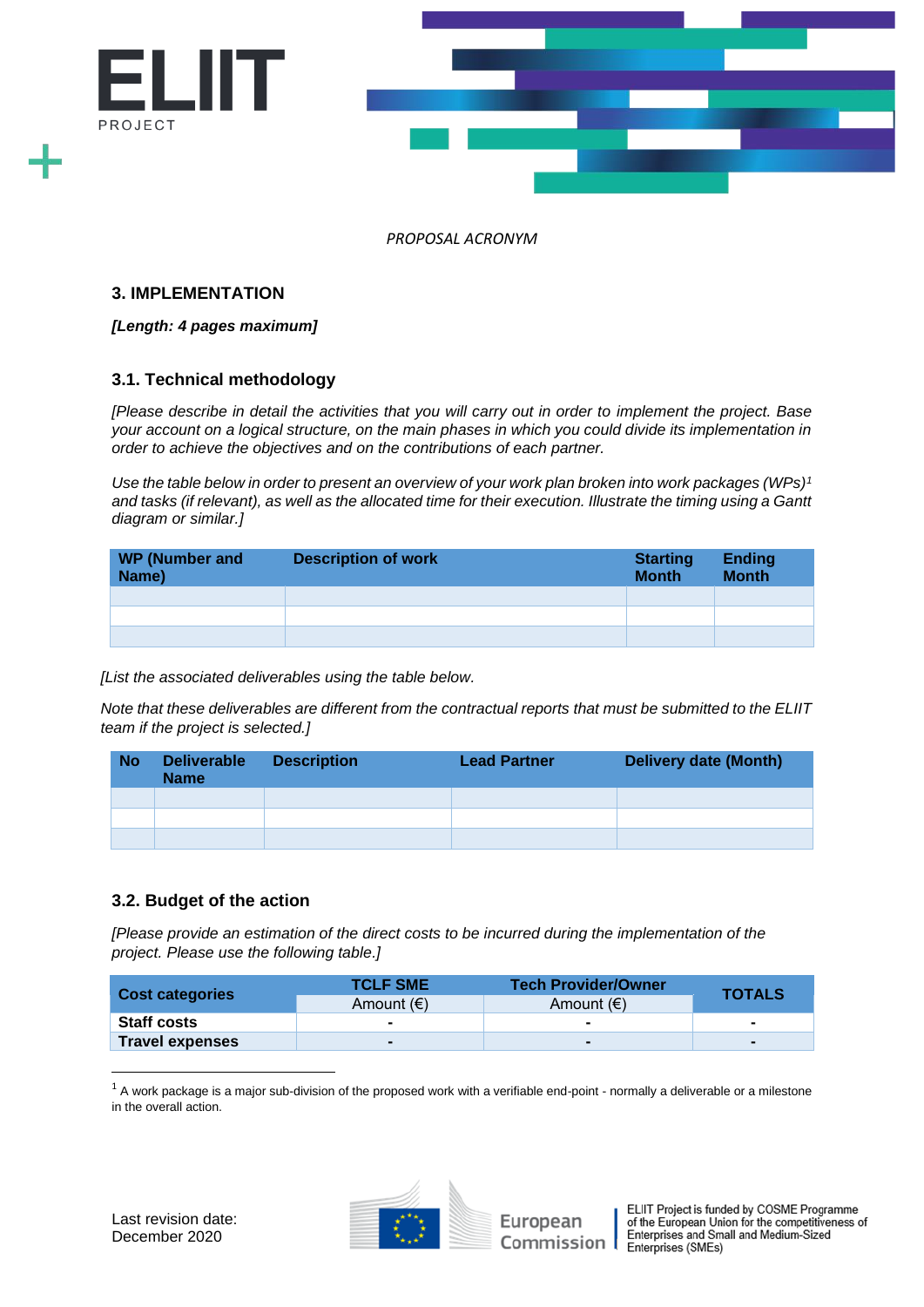*PROPOSAL ACRONYM*

## 3. IMPLEMENTATION

***[Length: 4 pages maximum]***

### 3.1. Technical methodology

*[Please describe in detail the activities that you will carry out in order to implement the project. Base your account on a logical structure, on the main phases in which you could divide its implementation in order to achieve the objectives and on the contributions of each partner.*

*Use the table below in order to present an overview of your work plan broken into work packages (WPs)[1] and tasks (if relevant), as well as the allocated time for their execution. Illustrate the timing using a Gantt diagram or similar.]*

| WP (Number and Name) | Description of work | Starting Month | Ending Month |
|---|---|---|---|
| | | | |
| | | | |
| | | | |

*[List the associated deliverables using the table below.*

*Note that these deliverables are different from the contractual reports that must be submitted to the ELIIT team if the project is selected.]*

| No | Deliverable Name | Description | Lead Partner | Delivery date (Month) |
|---|---|---|---|---|
| | | | | |
| | | | | |
| | | | | |

### 3.2. Budget of the action

*[Please provide an estimation of the direct costs to be incurred during the implementation of the project. Please use the following table.]*

| Cost categories | TCLF SME | Tech Provider/Owner | TOTALS |
|---|---|---|---|
| | Amount (€) | Amount (€) | |
| **Staff costs** | - | - | - |
| **Travel expenses** | - | - | - |

[1] A work package is a major sub-division of the proposed work with a verifiable end-point - normally a deliverable or a milestone in the overall action.

Last revision date:
December 2020

ELIIT Project is funded by COSME Programme of the European Union for the competitiveness of Enterprises and Small and Medium-Sized Enterprises (SMEs)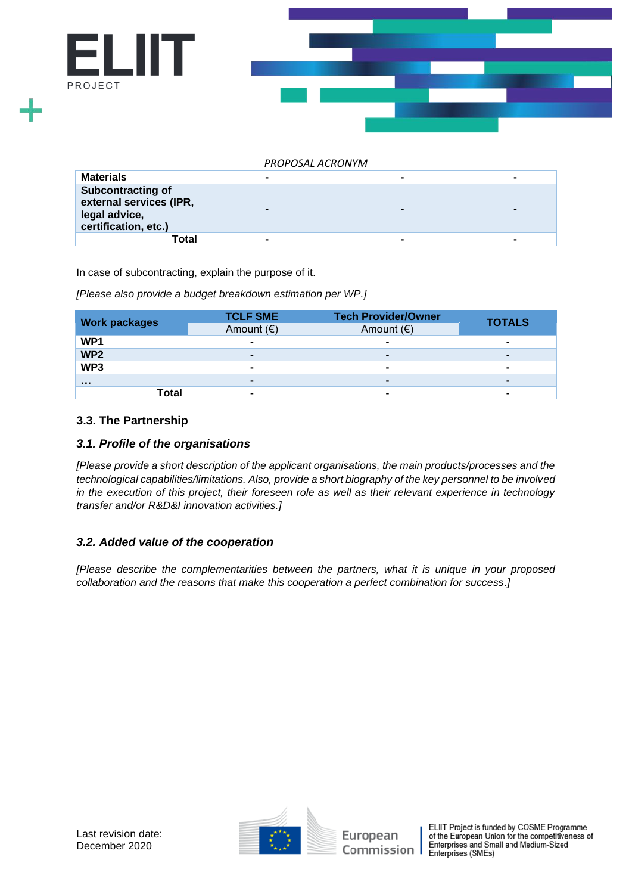*PROPOSAL ACRONYM*

| | | | |
|---|---|---|---|
| **Materials** | - | - | - |
| **Subcontracting of external services (IPR, legal advice, certification, etc.)** | - | - | - |
| **Total** | - | - | - |

In case of subcontracting, explain the purpose of it.

*[Please also provide a budget breakdown estimation per WP.]*

| **Work packages** | **TCLF SME** | **Tech Provider/Owner** | **TOTALS** |
|---|---|---|---|
| | Amount (€) | Amount (€) | |
| **WP1** | - | - | - |
| **WP2** | - | - | - |
| **WP3** | - | - | - |
| **…** | - | - | - |
| **Total** | - | - | - |

### 3.3. The Partnership

#### *3.1. Profile of the organisations*

*[Please provide a short description of the applicant organisations, the main products/processes and the technological capabilities/limitations. Also, provide a short biography of the key personnel to be involved in the execution of this project, their foreseen role as well as their relevant experience in technology transfer and/or R&D&I innovation activities.]*

#### *3.2. Added value of the cooperation*

*[Please describe the complementarities between the partners, what it is unique in your proposed collaboration and the reasons that make this cooperation a perfect combination for success.]*

Last revision date:
December 2020

ELIIT Project is funded by COSME Programme of the European Union for the competitiveness of Enterprises and Small and Medium-Sized Enterprises (SMEs)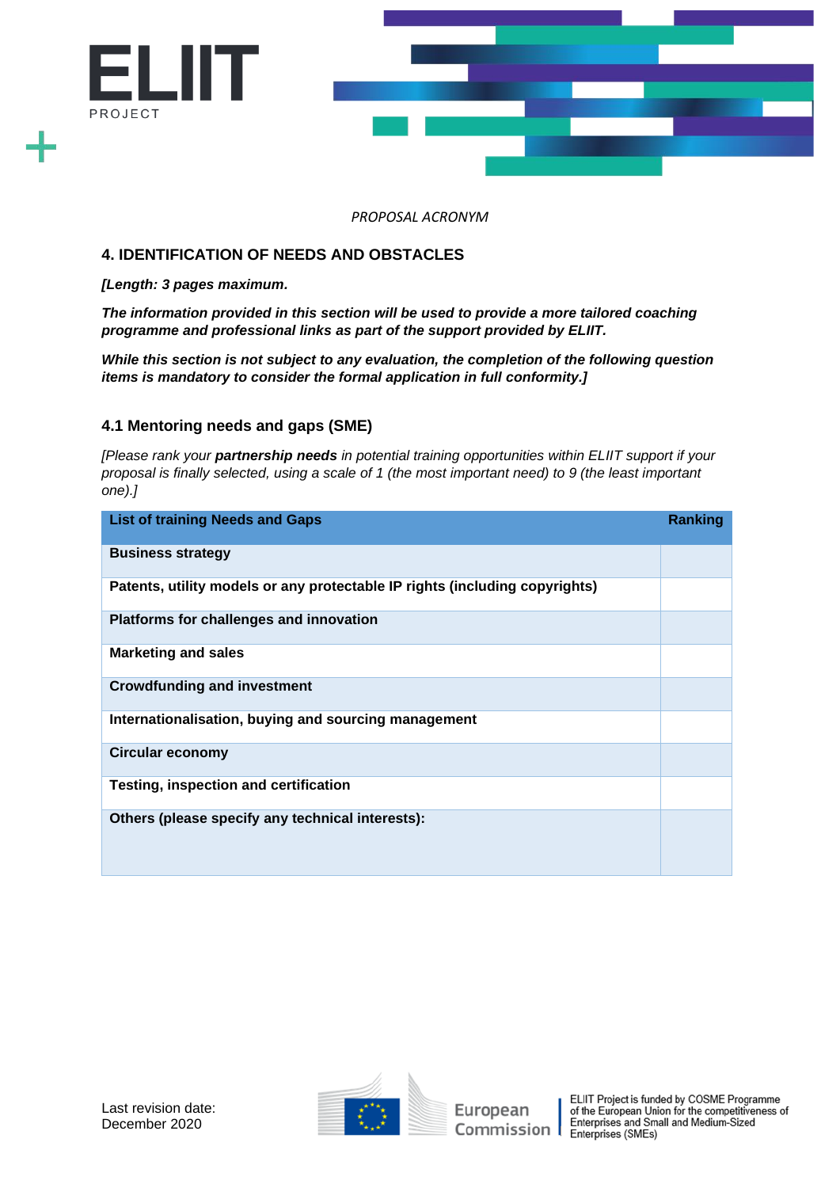*PROPOSAL ACRONYM*

## 4. IDENTIFICATION OF NEEDS AND OBSTACLES

***[Length: 3 pages maximum.***

***The information provided in this section will be used to provide a more tailored coaching programme and professional links as part of the support provided by ELIIT.***

***While this section is not subject to any evaluation, the completion of the following question items is mandatory to consider the formal application in full conformity.]***

### 4.1 Mentoring needs and gaps (SME)

*[Please rank your **partnership needs** in potential training opportunities within ELIIT support if your proposal is finally selected, using a scale of 1 (the most important need) to 9 (the least important one).]*

| List of training Needs and Gaps | Ranking |
|---|---|
| **Business strategy** | |
| **Patents, utility models or any protectable IP rights (including copyrights)** | |
| **Platforms for challenges and innovation** | |
| **Marketing and sales** | |
| **Crowdfunding and investment** | |
| **Internationalisation, buying and sourcing management** | |
| **Circular economy** | |
| **Testing, inspection and certification** | |
| **Others (please specify any technical interests):** | |

Last revision date:
December 2020

ELIIT Project is funded by COSME Programme of the European Union for the competitiveness of Enterprises and Small and Medium-Sized Enterprises (SMEs)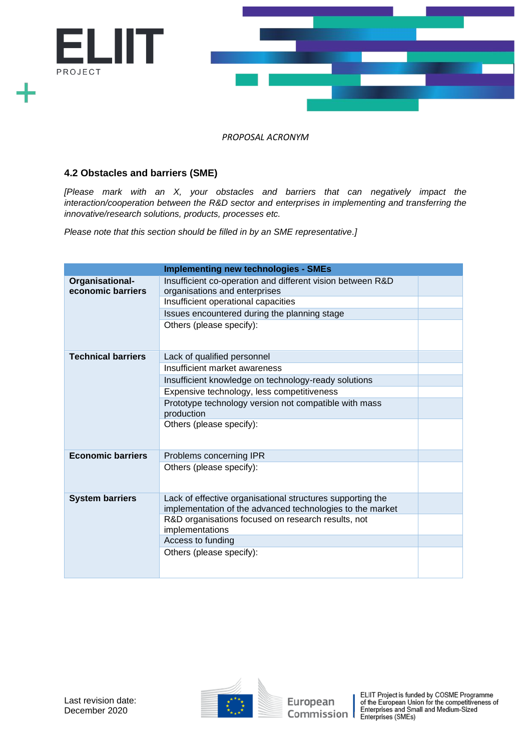PROPOSAL ACRONYM

### 4.2 Obstacles and barriers (SME)

*[Please mark with an X, your obstacles and barriers that can negatively impact the interaction/cooperation between the R&D sector and enterprises in implementing and transferring the innovative/research solutions, products, processes etc.*

*Please note that this section should be filled in by an SME representative.]*

| | **Implementing new technologies - SMEs** | |
|---|---|---|
| **Organisational-economic barriers** | Insufficient co-operation and different vision between R&D organisations and enterprises | |
| | Insufficient operational capacities | |
| | Issues encountered during the planning stage | |
| | Others (please specify): | |
| **Technical barriers** | Lack of qualified personnel | |
| | Insufficient market awareness | |
| | Insufficient knowledge on technology-ready solutions | |
| | Expensive technology, less competitiveness | |
| | Prototype technology version not compatible with mass production | |
| | Others (please specify): | |
| **Economic barriers** | Problems concerning IPR | |
| | Others (please specify): | |
| **System barriers** | Lack of effective organisational structures supporting the implementation of the advanced technologies to the market | |
| | R&D organisations focused on research results, not implementations | |
| | Access to funding | |
| | Others (please specify): | |

Last revision date:
December 2020

ELIIT Project is funded by COSME Programme of the European Union for the competitiveness of Enterprises and Small and Medium-Sized Enterprises (SMEs)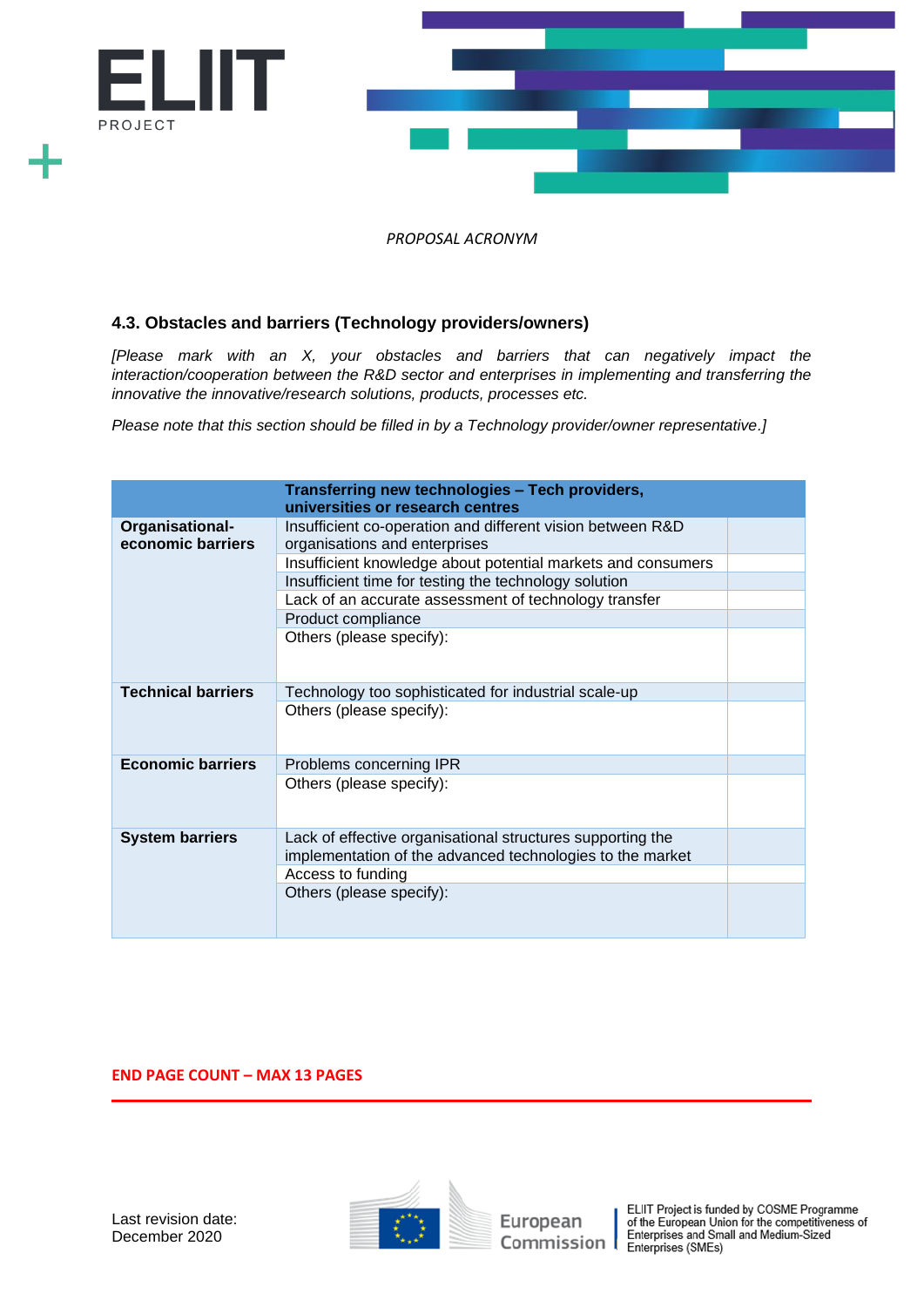PROJECT

*PROPOSAL ACRONYM*

### 4.3. Obstacles and barriers (Technology providers/owners)

*[Please mark with an X, your obstacles and barriers that can negatively impact the interaction/cooperation between the R&D sector and enterprises in implementing and transferring the innovative the innovative/research solutions, products, processes etc.*

*Please note that this section should be filled in by a Technology provider/owner representative.]*

| | **Transferring new technologies – Tech providers, universities or research centres** | |
|---|---|---|
| **Organisational-economic barriers** | Insufficient co-operation and different vision between R&D organisations and enterprises | |
| | Insufficient knowledge about potential markets and consumers | |
| | Insufficient time for testing the technology solution | |
| | Lack of an accurate assessment of technology transfer | |
| | Product compliance | |
| | Others (please specify): | |
| **Technical barriers** | Technology too sophisticated for industrial scale-up | |
| | Others (please specify): | |
| **Economic barriers** | Problems concerning IPR | |
| | Others (please specify): | |
| **System barriers** | Lack of effective organisational structures supporting the implementation of the advanced technologies to the market | |
| | Access to funding | |
| | Others (please specify): | |

**END PAGE COUNT – MAX 13 PAGES**

Last revision date:
December 2020

ELIIT Project is funded by COSME Programme of the European Union for the competitiveness of Enterprises and Small and Medium-Sized Enterprises (SMEs)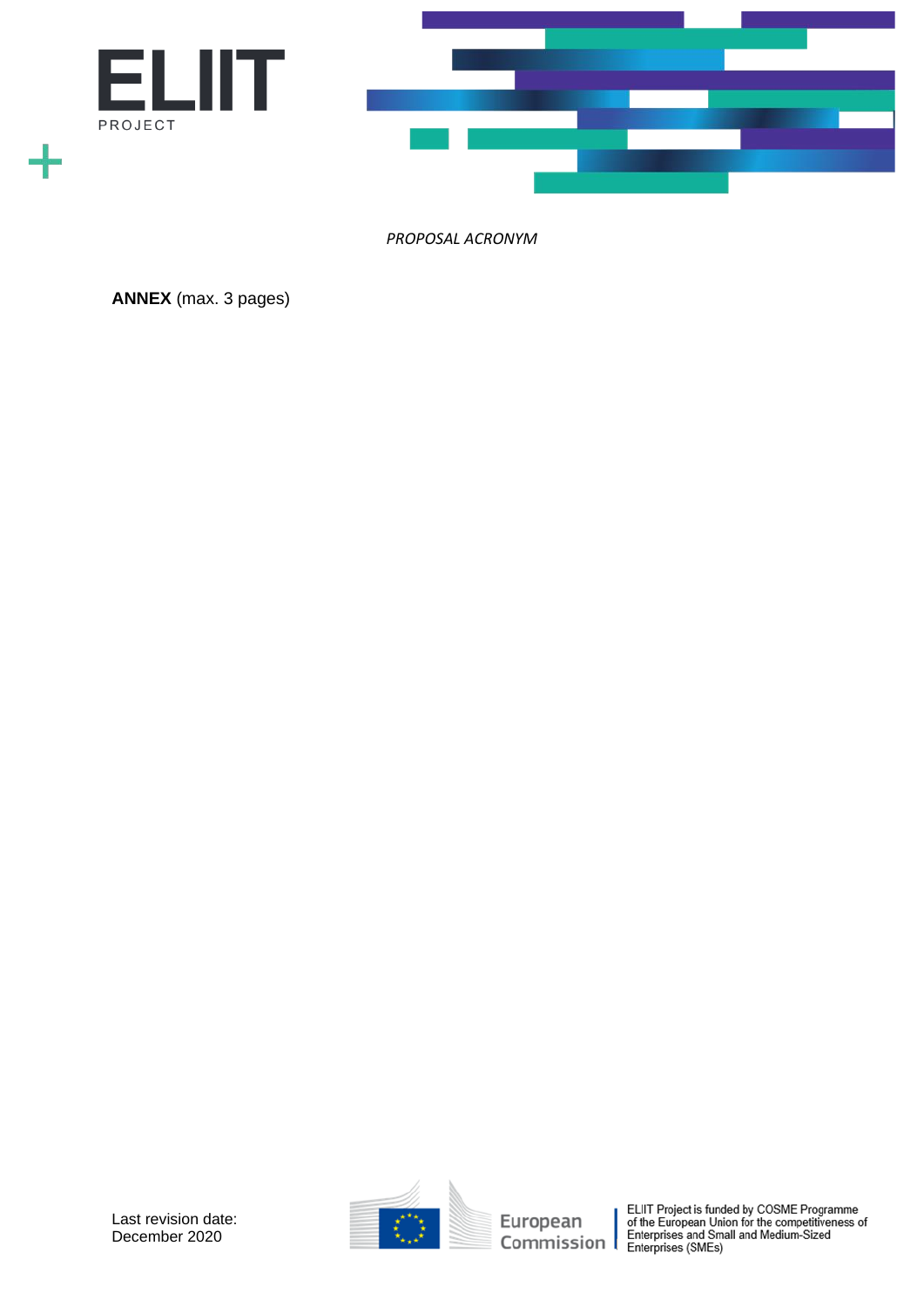*PROPOSAL ACRONYM*

**ANNEX** (max. 3 pages)